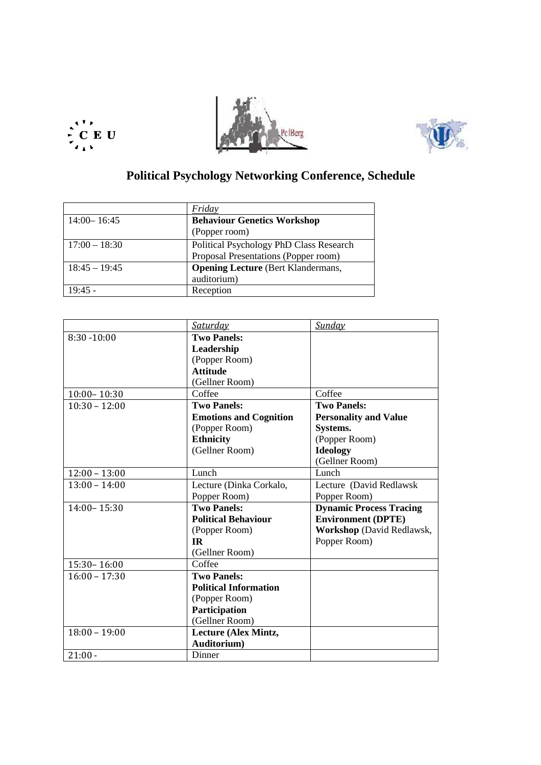# Political Psychology Networking Conference, Schedule

| | *Friday* |
|---|---|
| 14:00– 16:45 | **Behaviour Genetics Workshop** (Popper room) |
| 17:00 – 18:30 | Political Psychology PhD Class Research Proposal Presentations (Popper room) |
| 18:45 – 19:45 | **Opening Lecture** (Bert Klandermans, auditorium) |
| 19:45 - | Reception |

| | *Saturday* | *Sunday* |
|---|---|---|
| 8:30 -10:00 | **Two Panels:** **Leadership** (Popper Room) **Attitude** (Gellner Room) | |
| 10:00– 10:30 | Coffee | Coffee |
| 10:30 – 12:00 | **Two Panels:** **Emotions and Cognition** (Popper Room) **Ethnicity** (Gellner Room) | **Two Panels:** **Personality and Value Systems.** (Popper Room) **Ideology** (Gellner Room) |
| 12:00 – 13:00 | Lunch | Lunch |
| 13:00 – 14:00 | Lecture (Dinka Corkalo, Popper Room) | Lecture (David Redlawsk Popper Room) |
| 14:00– 15:30 | **Two Panels:** **Political Behaviour** (Popper Room) **IR** (Gellner Room) | **Dynamic Process Tracing Environment (DPTE) Workshop** (David Redlawsk, Popper Room) |
| 15:30– 16:00 | Coffee | |
| 16:00 – 17:30 | **Two Panels:** **Political Information** (Popper Room) **Participation** (Gellner Room) | |
| 18:00 – 19:00 | **Lecture (Alex Mintz, Auditorium)** | |
| 21:00 - | Dinner | |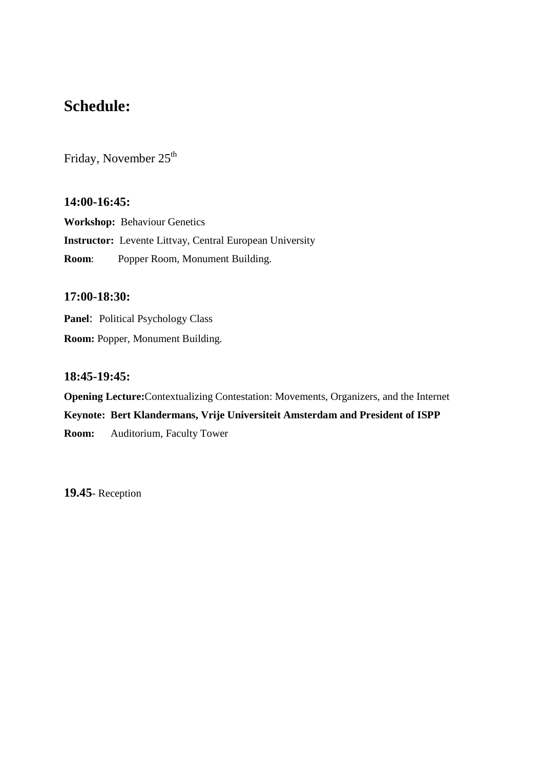# Schedule:

Friday, November 25th

### 14:00-16:45:

**Workshop:** Behaviour Genetics

**Instructor:** Levente Littvay, Central European University

**Room**: Popper Room, Monument Building.

### 17:00-18:30:

**Panel**: Political Psychology Class

**Room:** Popper, Monument Building.

### 18:45-19:45:

**Opening Lecture:**Contextualizing Contestation: Movements, Organizers, and the Internet

**Keynote: Bert Klandermans, Vrije Universiteit Amsterdam and President of ISPP**

**Room:** Auditorium, Faculty Tower

**19.45**- Reception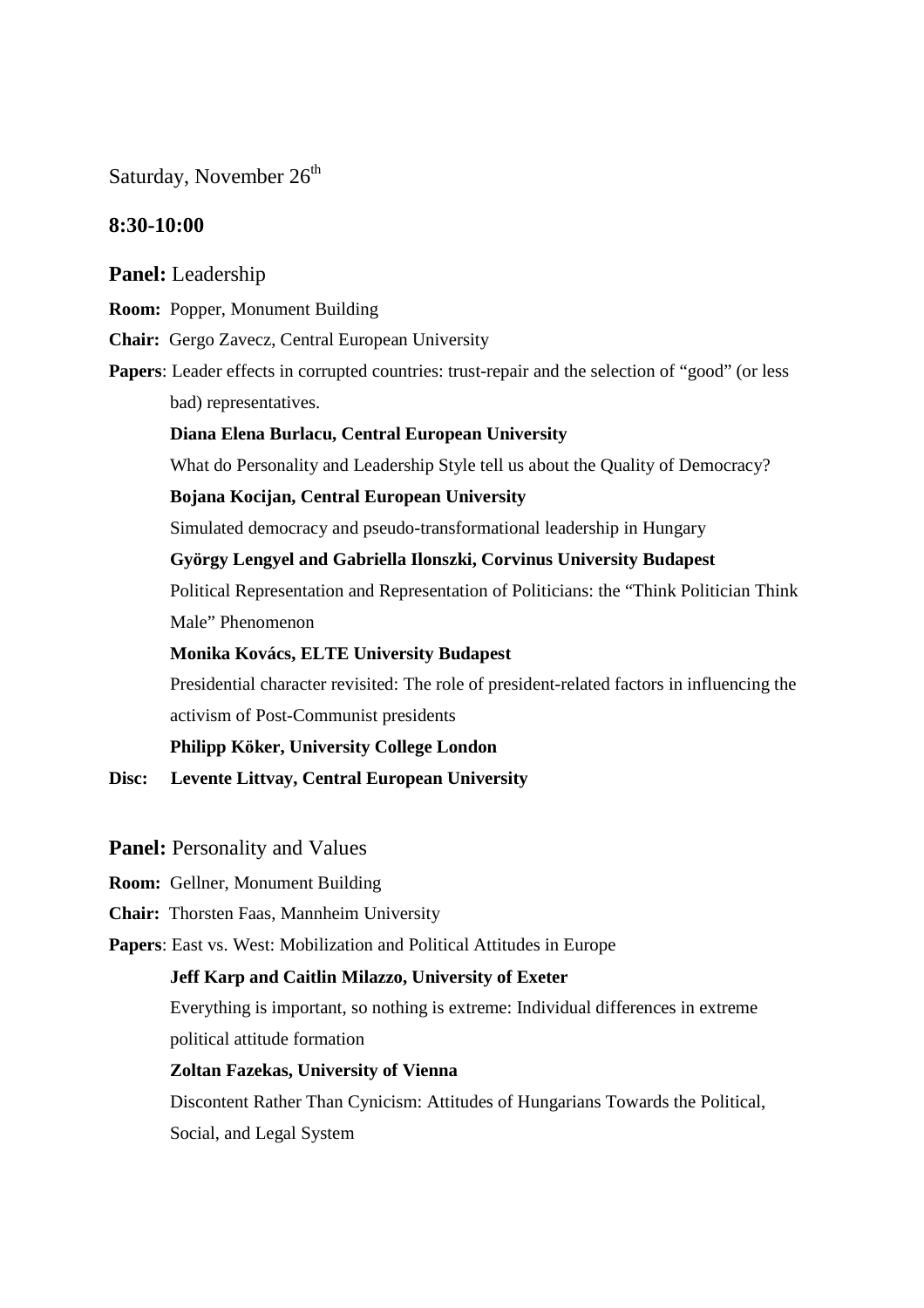Saturday, November 26th

## 8:30-10:00

### **Panel:** Leadership

**Room:** Popper, Monument Building

**Chair:** Gergo Zavecz, Central European University

**Papers**: Leader effects in corrupted countries: trust-repair and the selection of "good" (or less bad) representatives.

**Diana Elena Burlacu, Central European University**

What do Personality and Leadership Style tell us about the Quality of Democracy?

**Bojana Kocijan, Central European University**

Simulated democracy and pseudo-transformational leadership in Hungary

**György Lengyel and Gabriella Ilonszki, Corvinus University Budapest**

Political Representation and Representation of Politicians: the "Think Politician Think Male" Phenomenon

**Monika Kovács, ELTE University Budapest**

Presidential character revisited: The role of president-related factors in influencing the activism of Post-Communist presidents

**Philipp Köker, University College London**

**Disc: Levente Littvay, Central European University**

### **Panel:** Personality and Values

**Room:** Gellner, Monument Building

**Chair:** Thorsten Faas, Mannheim University

**Papers**: East vs. West: Mobilization and Political Attitudes in Europe

**Jeff Karp and Caitlin Milazzo, University of Exeter**

Everything is important, so nothing is extreme: Individual differences in extreme political attitude formation

**Zoltan Fazekas, University of Vienna**

Discontent Rather Than Cynicism: Attitudes of Hungarians Towards the Political, Social, and Legal System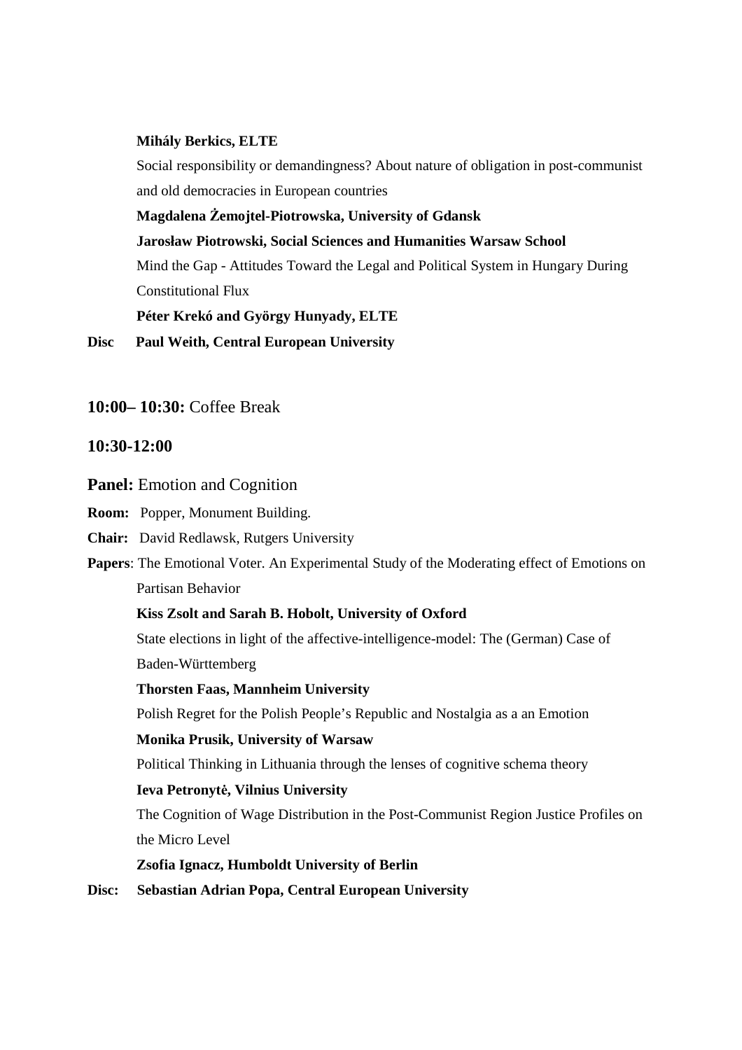**Mihály Berkics, ELTE**

Social responsibility or demandingness? About nature of obligation in post-communist and old democracies in European countries

**Magdalena Żemojtel-Piotrowska, University of Gdansk**

**Jarosław Piotrowski, Social Sciences and Humanities Warsaw School**

Mind the Gap - Attitudes Toward the Legal and Political System in Hungary During Constitutional Flux

**Péter Krekó and György Hunyady, ELTE**

**Disc Paul Weith, Central European University**

**10:00– 10:30:** Coffee Break

**10:30-12:00**

**Panel:** Emotion and Cognition

**Room:** Popper, Monument Building.

**Chair:** David Redlawsk, Rutgers University

**Papers**: The Emotional Voter. An Experimental Study of the Moderating effect of Emotions on Partisan Behavior

**Kiss Zsolt and Sarah B. Hobolt, University of Oxford**

State elections in light of the affective-intelligence-model: The (German) Case of Baden-Württemberg

**Thorsten Faas, Mannheim University**

Polish Regret for the Polish People's Republic and Nostalgia as a an Emotion

**Monika Prusik, University of Warsaw**

Political Thinking in Lithuania through the lenses of cognitive schema theory

**Ieva Petronytė, Vilnius University**

The Cognition of Wage Distribution in the Post-Communist Region Justice Profiles on the Micro Level

**Zsofia Ignacz, Humboldt University of Berlin**

**Disc: Sebastian Adrian Popa, Central European University**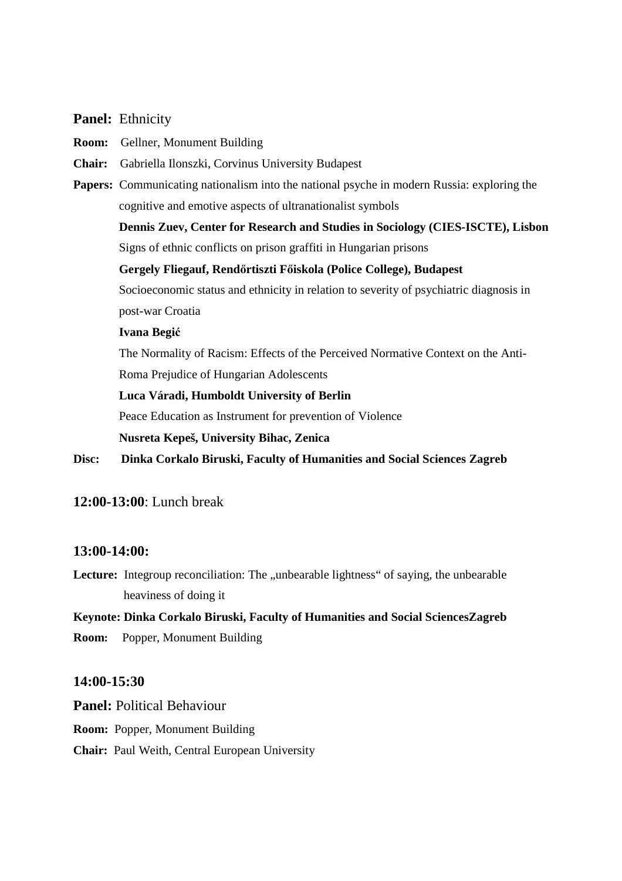**Panel:** Ethnicity

**Room:** Gellner, Monument Building

**Chair:** Gabriella Ilonszki, Corvinus University Budapest

**Papers:** Communicating nationalism into the national psyche in modern Russia: exploring the cognitive and emotive aspects of ultranationalist symbols

**Dennis Zuev, Center for Research and Studies in Sociology (CIES-ISCTE), Lisbon**

Signs of ethnic conflicts on prison graffiti in Hungarian prisons

**Gergely Fliegauf, Rendőrtiszti Főiskola (Police College), Budapest**

Socioeconomic status and ethnicity in relation to severity of psychiatric diagnosis in post-war Croatia

**Ivana Begić**

The Normality of Racism: Effects of the Perceived Normative Context on the Anti-Roma Prejudice of Hungarian Adolescents

**Luca Váradi, Humboldt University of Berlin**

Peace Education as Instrument for prevention of Violence

**Nusreta Kepeš, University Bihac, Zenica**

**Disc: Dinka Corkalo Biruski, Faculty of Humanities and Social Sciences Zagreb**

**12:00-13:00**: Lunch break

**13:00-14:00:**

**Lecture:** Integroup reconciliation: The „unbearable lightness" of saying, the unbearable heaviness of doing it

**Keynote: Dinka Corkalo Biruski, Faculty of Humanities and Social SciencesZagreb**

**Room:** Popper, Monument Building

**14:00-15:30**

**Panel:** Political Behaviour

**Room:** Popper, Monument Building

**Chair:** Paul Weith, Central European University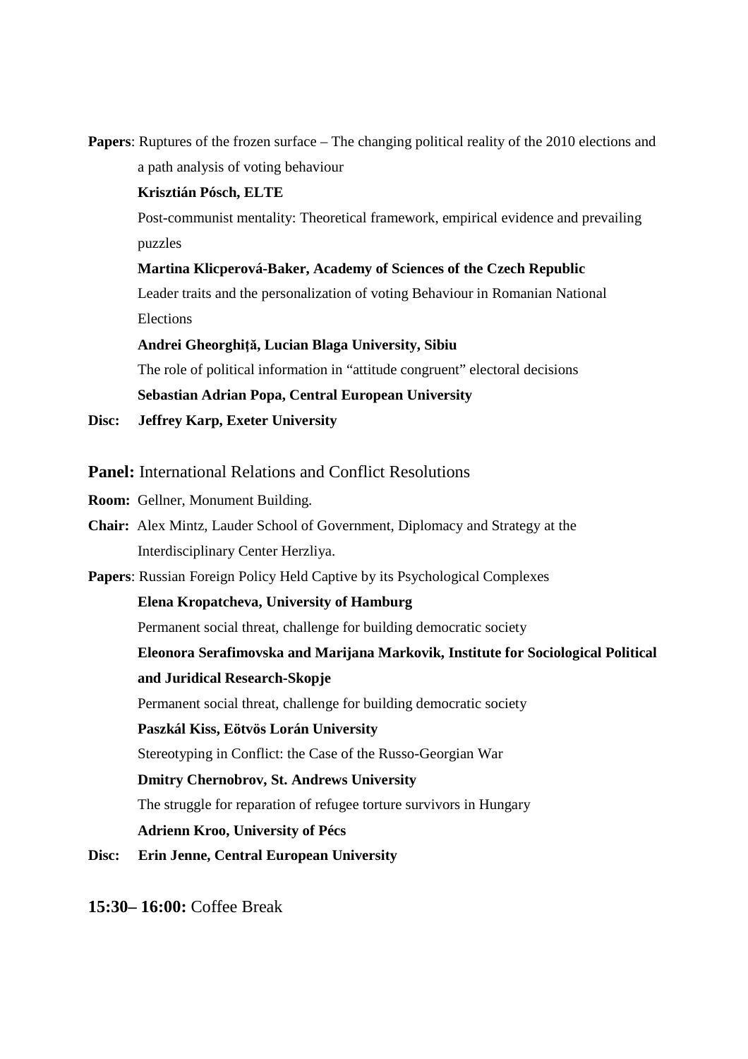**Papers**: Ruptures of the frozen surface – The changing political reality of the 2010 elections and a path analysis of voting behaviour

**Krisztián Pósch, ELTE**

Post-communist mentality: Theoretical framework, empirical evidence and prevailing puzzles

**Martina Klicperová-Baker, Academy of Sciences of the Czech Republic**

Leader traits and the personalization of voting Behaviour in Romanian National Elections

**Andrei Gheorghiță, Lucian Blaga University, Sibiu**

The role of political information in "attitude congruent" electoral decisions

**Sebastian Adrian Popa, Central European University**

**Disc: Jeffrey Karp, Exeter University**

**Panel:** International Relations and Conflict Resolutions

**Room:** Gellner, Monument Building.

**Chair:** Alex Mintz, Lauder School of Government, Diplomacy and Strategy at the Interdisciplinary Center Herzliya.

**Papers**: Russian Foreign Policy Held Captive by its Psychological Complexes

**Elena Kropatcheva, University of Hamburg**

Permanent social threat, challenge for building democratic society

**Eleonora Serafimovska and Marijana Markovik, Institute for Sociological Political and Juridical Research-Skopje**

Permanent social threat, challenge for building democratic society

**Paszkál Kiss, Eötvös Lorán University**

Stereotyping in Conflict: the Case of the Russo-Georgian War

**Dmitry Chernobrov, St. Andrews University**

The struggle for reparation of refugee torture survivors in Hungary

**Adrienn Kroo, University of Pécs**

**Disc: Erin Jenne, Central European University**

**15:30– 16:00:** Coffee Break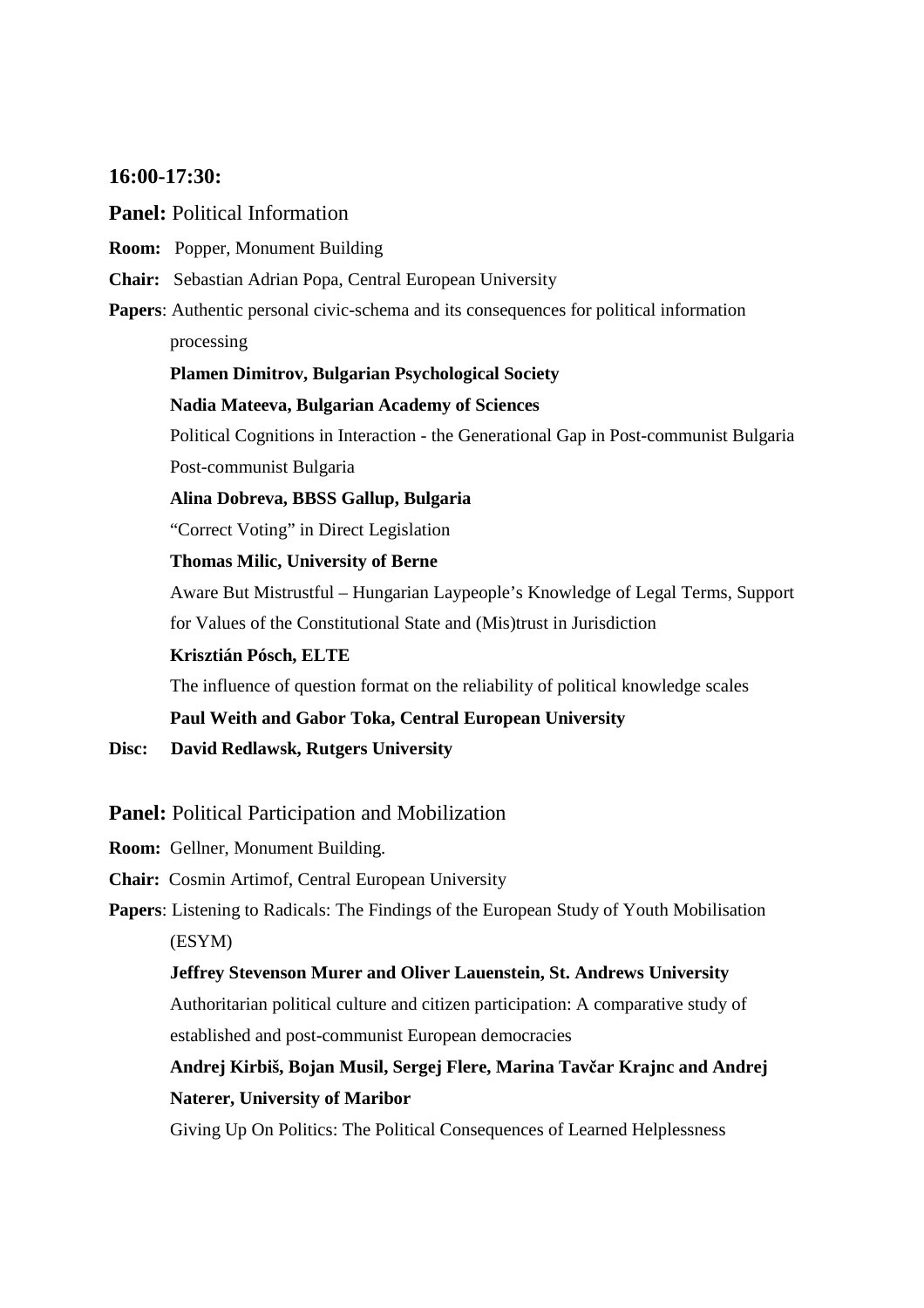**16:00-17:30:**

**Panel:** Political Information

**Room:** Popper, Monument Building

**Chair:** Sebastian Adrian Popa, Central European University

**Papers**: Authentic personal civic-schema and its consequences for political information processing

**Plamen Dimitrov, Bulgarian Psychological Society**

**Nadia Mateeva, Bulgarian Academy of Sciences**

Political Cognitions in Interaction - the Generational Gap in Post-communist Bulgaria Post-communist Bulgaria

**Alina Dobreva, BBSS Gallup, Bulgaria**

"Correct Voting" in Direct Legislation

**Thomas Milic, University of Berne**

Aware But Mistrustful – Hungarian Laypeople's Knowledge of Legal Terms, Support for Values of the Constitutional State and (Mis)trust in Jurisdiction

**Krisztián Pósch, ELTE**

The influence of question format on the reliability of political knowledge scales

**Paul Weith and Gabor Toka, Central European University**

**Disc: David Redlawsk, Rutgers University**

**Panel:** Political Participation and Mobilization

**Room:** Gellner, Monument Building.

**Chair:** Cosmin Artimof, Central European University

**Papers**: Listening to Radicals: The Findings of the European Study of Youth Mobilisation (ESYM)

**Jeffrey Stevenson Murer and Oliver Lauenstein, St. Andrews University**

Authoritarian political culture and citizen participation: A comparative study of established and post-communist European democracies

**Andrej Kirbiš, Bojan Musil, Sergej Flere, Marina Tavčar Krajnc and Andrej Naterer, University of Maribor**

Giving Up On Politics: The Political Consequences of Learned Helplessness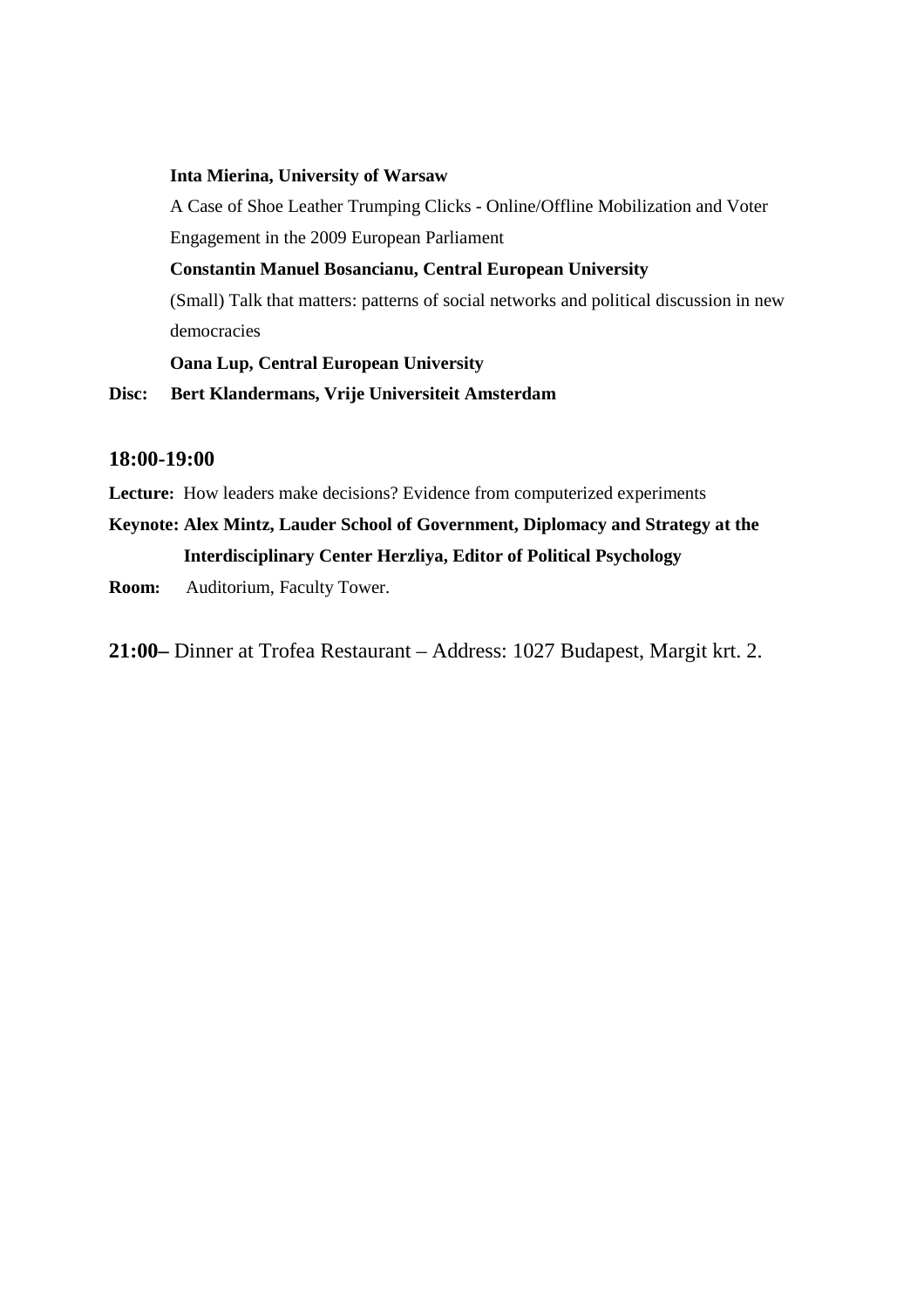**Inta Mierina, University of Warsaw**

A Case of Shoe Leather Trumping Clicks - Online/Offline Mobilization and Voter Engagement in the 2009 European Parliament

**Constantin Manuel Bosancianu, Central European University**

(Small) Talk that matters: patterns of social networks and political discussion in new democracies

**Oana Lup, Central European University**

**Disc: Bert Klandermans, Vrije Universiteit Amsterdam**

### 18:00-19:00

**Lecture:** How leaders make decisions? Evidence from computerized experiments

**Keynote: Alex Mintz, Lauder School of Government, Diplomacy and Strategy at the Interdisciplinary Center Herzliya, Editor of Political Psychology**

**Room:** Auditorium, Faculty Tower.

**21:00–** Dinner at Trofea Restaurant – Address: 1027 Budapest, Margit krt. 2.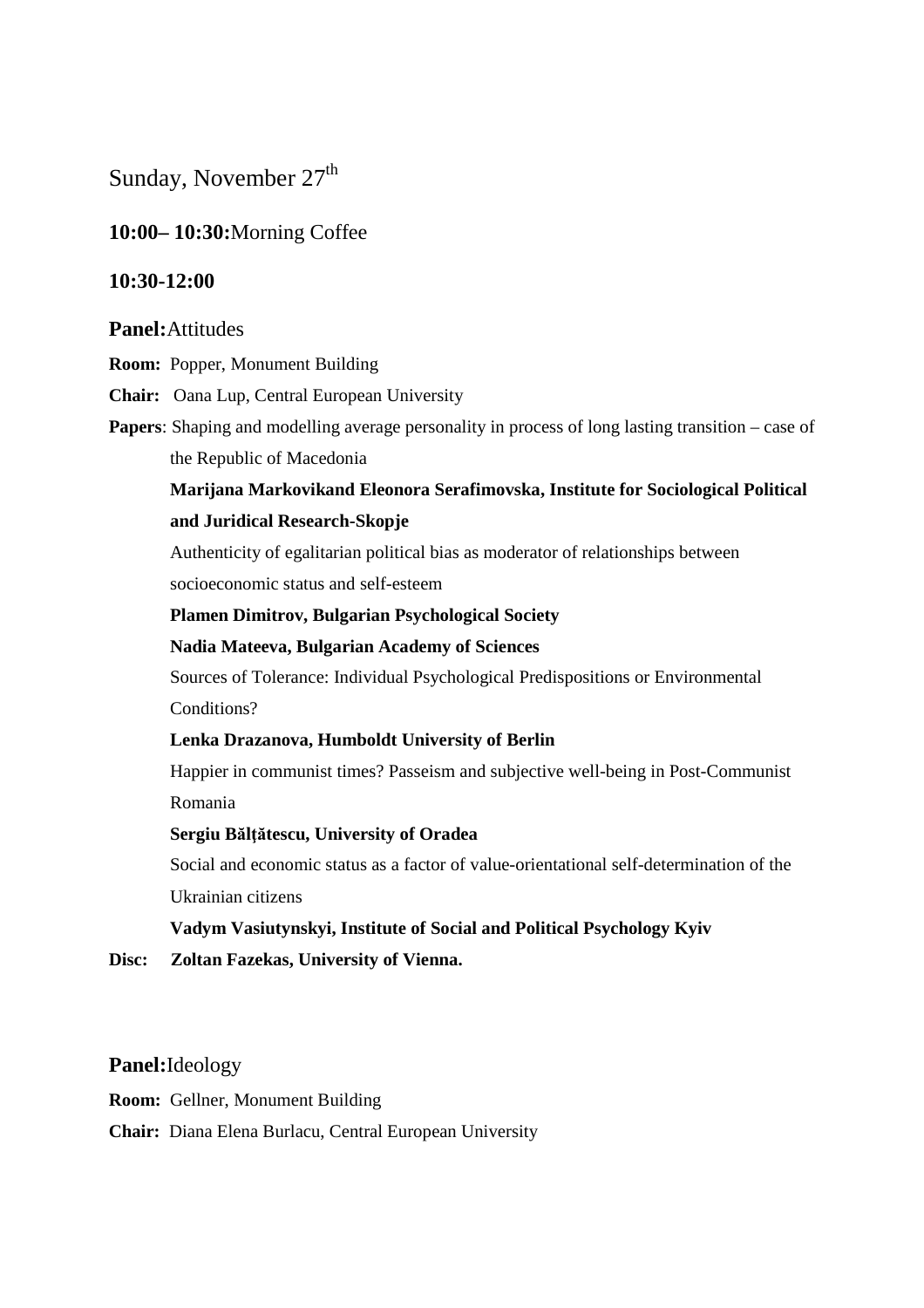Sunday, November 27th

**10:00– 10:30:** Morning Coffee

**10:30-12:00**

**Panel:** Attitudes

**Room:** Popper, Monument Building

**Chair:** Oana Lup, Central European University

**Papers**: Shaping and modelling average personality in process of long lasting transition – case of the Republic of Macedonia

**Marijana Markovikand Eleonora Serafimovska, Institute for Sociological Political and Juridical Research-Skopje**

Authenticity of egalitarian political bias as moderator of relationships between socioeconomic status and self-esteem

**Plamen Dimitrov, Bulgarian Psychological Society**

**Nadia Mateeva, Bulgarian Academy of Sciences**

Sources of Tolerance: Individual Psychological Predispositions or Environmental Conditions?

**Lenka Drazanova, Humboldt University of Berlin**

Happier in communist times? Passeism and subjective well-being in Post-Communist Romania

**Sergiu Bălțătescu, University of Oradea**

Social and economic status as a factor of value-orientational self-determination of the Ukrainian citizens

**Vadym Vasiutynskyi, Institute of Social and Political Psychology Kyiv**

**Disc: Zoltan Fazekas, University of Vienna.**

**Panel:** Ideology

**Room:** Gellner, Monument Building

**Chair:** Diana Elena Burlacu, Central European University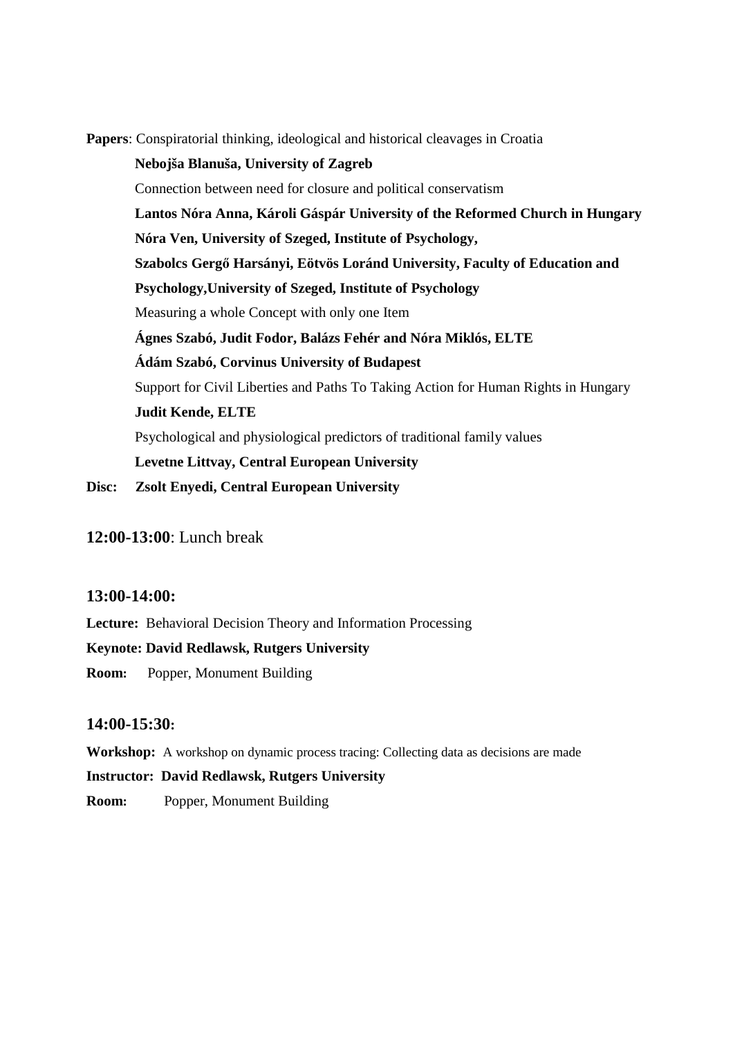**Papers**: Conspiratorial thinking, ideological and historical cleavages in Croatia

**Nebojša Blanuša, University of Zagreb**

Connection between need for closure and political conservatism

**Lantos Nóra Anna, Károli Gáspár University of the Reformed Church in Hungary**

**Nóra Ven, University of Szeged, Institute of Psychology,**

**Szabolcs Gergő Harsányi, Eötvös Loránd University, Faculty of Education and Psychology,University of Szeged, Institute of Psychology**

Measuring a whole Concept with only one Item

**Ágnes Szabó, Judit Fodor, Balázs Fehér and Nóra Miklós, ELTE**

**Ádám Szabó, Corvinus University of Budapest**

Support for Civil Liberties and Paths To Taking Action for Human Rights in Hungary

**Judit Kende, ELTE**

Psychological and physiological predictors of traditional family values

**Levetne Littvay, Central European University**

**Disc: Zsolt Enyedi, Central European University**

**12:00-13:00**: Lunch break

**13:00-14:00:**

**Lecture:** Behavioral Decision Theory and Information Processing

**Keynote: David Redlawsk, Rutgers University**

**Room:** Popper, Monument Building

**14:00-15:30:**

**Workshop:** A workshop on dynamic process tracing: Collecting data as decisions are made

**Instructor: David Redlawsk, Rutgers University**

**Room:** Popper, Monument Building